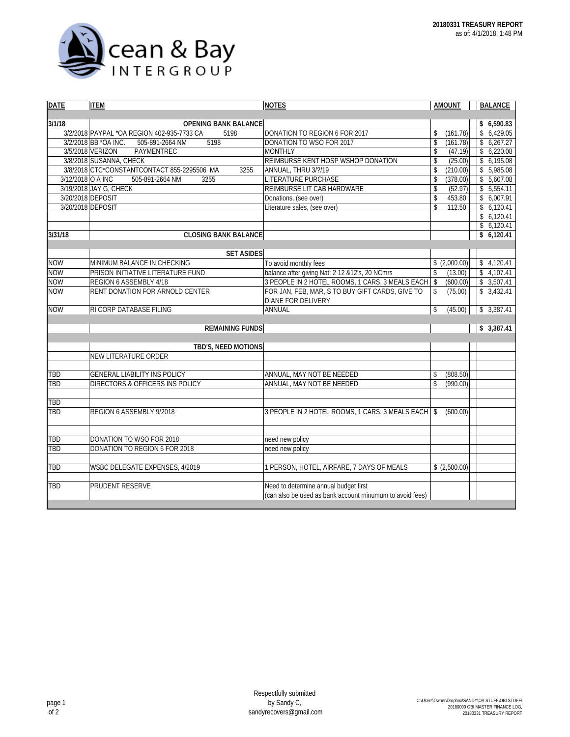Ocean & Bay INTERGROUP

**20180331 TREASURY REPORT**
as of: 4/1/2018, 1:48 PM

| DATE | ITEM | NOTES | AMOUNT | BALANCE |
|---|---|---|---|---|
| 3/1/18 | **OPENING BANK BALANCE** | | | **$ 6,590.83** |
| 3/2/2018 | PAYPAL *OA REGION 402-935-7733 CA 5198 | DONATION TO REGION 6 FOR 2017 | $ (161.78) | $ 6,429.05 |
| 3/2/2018 | BB *OA INC. 505-891-2664 NM 5198 | DONATION TO WSO FOR 2017 | $ (161.78) | $ 6,267.27 |
| 3/5/2018 | VERIZON PAYMENTREC | MONTHLY | $ (47.19) | $ 6,220.08 |
| 3/8/2018 | SUSANNA, CHECK | REIMBURSE KENT HOSP WSHOP DONATION | $ (25.00) | $ 6,195.08 |
| 3/8/2018 | CTC*CONSTANTCONTACT 855-2295506 MA 3255 | ANNUAL, THRU 3/?/19 | $ (210.00) | $ 5,985.08 |
| 3/12/2018 | O A INC 505-891-2664 NM 3255 | LITERATURE PURCHASE | $ (378.00) | $ 5,607.08 |
| 3/19/2018 | JAY G, CHECK | REIMBURSE LIT CAB HARDWARE | $ (52.97) | $ 5,554.11 |
| 3/20/2018 | DEPOSIT | Donations, (see over) | $ 453.80 | $ 6,007.91 |
| 3/20/2018 | DEPOSIT | Literature sales, (see over) | $ 112.50 | $ 6,120.41 |
| | | | | $ 6,120.41 |
| | | | | $ 6,120.41 |
| 3/31/18 | **CLOSING BANK BALANCE** | | | **$ 6,120.41** |
| | **SET ASIDES** | | | |
| NOW | MINIMUM BALANCE IN CHECKING | To avoid monthly fees | $ (2,000.00) | $ 4,120.41 |
| NOW | PRISON INITIATIVE LITERATURE FUND | balance after giving Nat: 2 12 &12's, 20 NCmrs | $ (13.00) | $ 4,107.41 |
| NOW | REGION 6 ASSEMBLY 4/18 | 3 PEOPLE IN 2 HOTEL ROOMS, 1 CARS, 3 MEALS EACH | $ (600.00) | $ 3,507.41 |
| NOW | RENT DONATION FOR ARNOLD CENTER | FOR JAN, FEB, MAR, S TO BUY GIFT CARDS, GIVE TO DIANE FOR DELIVERY | $ (75.00) | $ 3,432.41 |
| NOW | RI CORP DATABASE FILING | ANNUAL | $ (45.00) | $ 3,387.41 |
| | **REMAINING FUNDS** | | | **$ 3,387.41** |
| | **TBD'S, NEED MOTIONS** | | | |
| | NEW LITERATURE ORDER | | | |
| TBD | GENERAL LIABILITY INS POLICY | ANNUAL, MAY NOT BE NEEDED | $ (808.50) | |
| TBD | DIRECTORS & OFFICERS INS POLICY | ANNUAL, MAY NOT BE NEEDED | $ (990.00) | |
| TBD | | | | |
| TBD | REGION 6 ASSEMBLY 9/2018 | 3 PEOPLE IN 2 HOTEL ROOMS, 1 CARS, 3 MEALS EACH | $ (600.00) | |
| TBD | DONATION TO WSO FOR 2018 | need new policy | | |
| TBD | DONATION TO REGION 6 FOR 2018 | need new policy | | |
| TBD | WSBC DELEGATE EXPENSES, 4/2019 | 1 PERSON, HOTEL, AIRFARE, 7 DAYS OF MEALS | $ (2,500.00) | |
| TBD | PRUDENT RESERVE | Need to determine annual budget first (can also be used as bank account minumum to avoid fees) | | |

Respectfully submitted
by Sandy C,
sandyrecovers@gmail.com

C:\Users\Owner\Dropbox\SANDY\OA STUFF\OBI STUFF\20180000 OBI MASTER FINANCE LOG, 20180331 TREASURY REPORT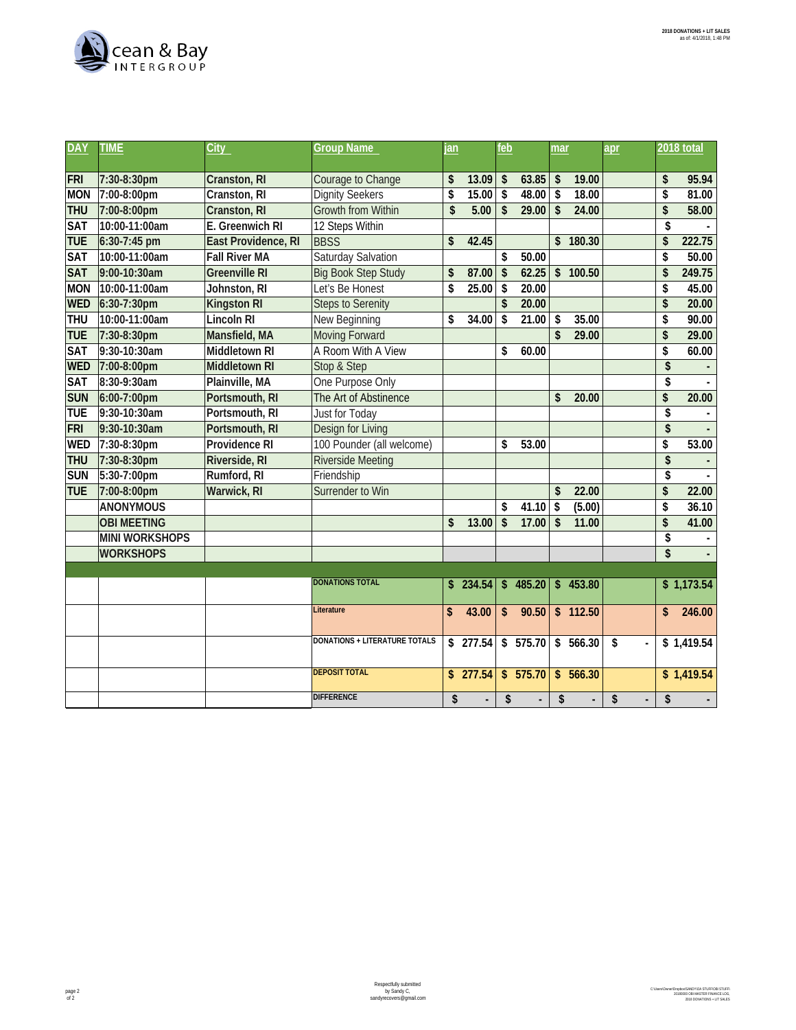Ocean & Bay INTERGROUP

2018 DONATIONS + LIT SALES
as of: 4/1/2018, 1:48 PM

| DAY | TIME | City | Group Name | jan | feb | mar | apr | 2018 total |
|---|---|---|---|---|---|---|---|---|
| FRI | 7:30-8:30pm | Cranston, RI | Courage to Change | $ 13.09 | $ 63.85 | $ 19.00 | | $ 95.94 |
| MON | 7:00-8:00pm | Cranston, RI | Dignity Seekers | $ 15.00 | $ 48.00 | $ 18.00 | | $ 81.00 |
| THU | 7:00-8:00pm | Cranston, RI | Growth from Within | $ 5.00 | $ 29.00 | $ 24.00 | | $ 58.00 |
| SAT | 10:00-11:00am | E. Greenwich RI | 12 Steps Within | | | | | $ - |
| TUE | 6:30-7:45 pm | East Providence, RI | BBSS | $ 42.45 | | $ 180.30 | | $ 222.75 |
| SAT | 10:00-11:00am | Fall River MA | Saturday Salvation | | $ 50.00 | | | $ 50.00 |
| SAT | 9:00-10:30am | Greenville RI | Big Book Step Study | $ 87.00 | $ 62.25 | $ 100.50 | | $ 249.75 |
| MON | 10:00-11:00am | Johnston, RI | Let's Be Honest | $ 25.00 | $ 20.00 | | | $ 45.00 |
| WED | 6:30-7:30pm | Kingston RI | Steps to Serenity | | $ 20.00 | | | $ 20.00 |
| THU | 10:00-11:00am | Lincoln RI | New Beginning | $ 34.00 | $ 21.00 | $ 35.00 | | $ 90.00 |
| TUE | 7:30-8:30pm | Mansfield, MA | Moving Forward | | | $ 29.00 | | $ 29.00 |
| SAT | 9:30-10:30am | Middletown RI | A Room With A View | | $ 60.00 | | | $ 60.00 |
| WED | 7:00-8:00pm | Middletown RI | Stop & Step | | | | | $ - |
| SAT | 8:30-9:30am | Plainville, MA | One Purpose Only | | | | | $ - |
| SUN | 6:00-7:00pm | Portsmouth, RI | The Art of Abstinence | | | $ 20.00 | | $ 20.00 |
| TUE | 9:30-10:30am | Portsmouth, RI | Just for Today | | | | | $ - |
| FRI | 9:30-10:30am | Portsmouth, RI | Design for Living | | | | | $ - |
| WED | 7:30-8:30pm | Providence RI | 100 Pounder (all welcome) | | $ 53.00 | | | $ 53.00 |
| THU | 7:30-8:30pm | Riverside, RI | Riverside Meeting | | | | | $ - |
| SUN | 5:30-7:00pm | Rumford, RI | Friendship | | | | | $ - |
| TUE | 7:00-8:00pm | Warwick, RI | Surrender to Win | | | $ 22.00 | | $ 22.00 |
| | ANONYMOUS | | | | $ 41.10 | $ (5.00) | | $ 36.10 |
| | OBI MEETING | | | $ 13.00 | $ 17.00 | $ 11.00 | | $ 41.00 |
| | MINI WORKSHOPS | | | | | | | $ - |
| | WORKSHOPS | | | | | | | $ - |
| | | | DONATIONS TOTAL | $ 234.54 | $ 485.20 | $ 453.80 | | $ 1,173.54 |
| | | | Literature | $ 43.00 | $ 90.50 | $ 112.50 | | $ 246.00 |
| | | | DONATIONS + LITERATURE TOTALS | $ 277.54 | $ 575.70 | $ 566.30 | $ - | $ 1,419.54 |
| | | | DEPOSIT TOTAL | $ 277.54 | $ 575.70 | $ 566.30 | | $ 1,419.54 |
| | | | DIFFERENCE | $ - | $ - | $ - | $ - | $ - |

Respectfully submitted
by Sandy C,
sandyrecovers@gmail.com

C:\Users\Owner\Dropbox\SANDY\OA STUFF\OBI STUFF\20180000 OBI MASTER FINANCE LOG\2018 DONATIONS + LIT SALES